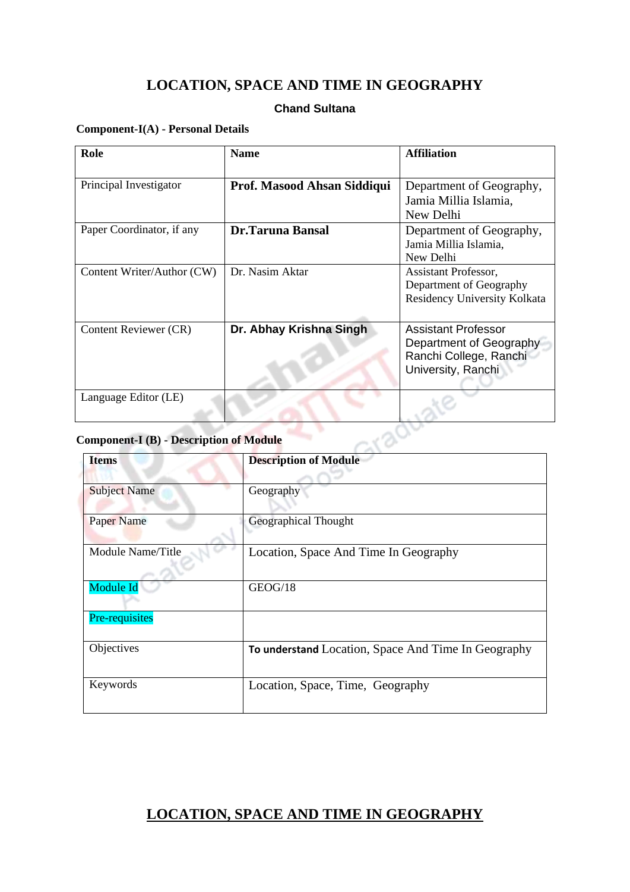# LOCATION, SPACE AND TIME IN GEOGRAPHY

**Chand Sultana**

**Component-I(A) - Personal Details**

| Role | Name | Affiliation |
|---|---|---|
| Principal Investigator | **Prof. Masood Ahsan Siddiqui** | Department of Geography, Jamia Millia Islamia, New Delhi |
| Paper Coordinator, if any | **Dr.Taruna Bansal** | Department of Geography, Jamia Millia Islamia, New Delhi |
| Content Writer/Author (CW) | Dr. Nasim Aktar | Assistant Professor, Department of Geography Residency University Kolkata |
| Content Reviewer (CR) | **Dr. Abhay Krishna Singh** | Assistant Professor Department of Geography Ranchi College, Ranchi University, Ranchi |
| Language Editor (LE) | | |

**Component-I (B) - Description of Module**

| Items | Description of Module |
|---|---|
| Subject Name | Geography |
| Paper Name | Geographical Thought |
| Module Name/Title | Location, Space And Time In Geography |
| Module Id | GEOG/18 |
| Pre-requisites | |
| Objectives | **To understand** Location, Space And Time In Geography |
| Keywords | Location, Space, Time, Geography |

# LOCATION, SPACE AND TIME IN GEOGRAPHY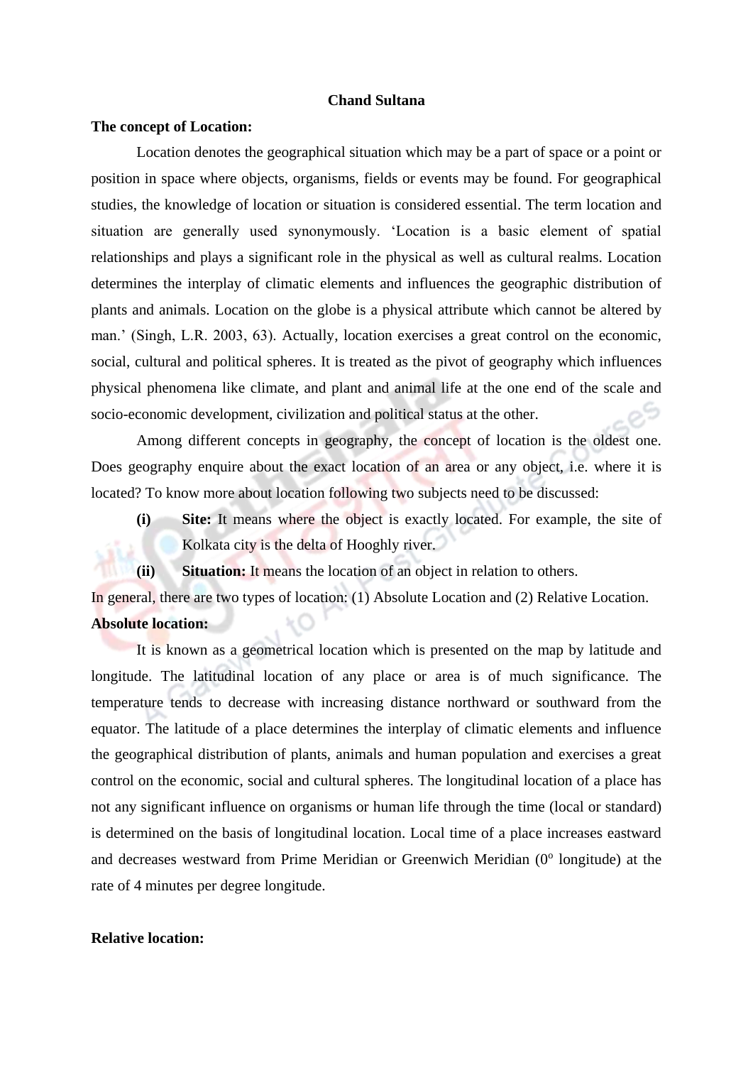**Chand Sultana**

**The concept of Location:**

Location denotes the geographical situation which may be a part of space or a point or position in space where objects, organisms, fields or events may be found. For geographical studies, the knowledge of location or situation is considered essential. The term location and situation are generally used synonymously. 'Location is a basic element of spatial relationships and plays a significant role in the physical as well as cultural realms. Location determines the interplay of climatic elements and influences the geographic distribution of plants and animals. Location on the globe is a physical attribute which cannot be altered by man.' (Singh, L.R. 2003, 63). Actually, location exercises a great control on the economic, social, cultural and political spheres. It is treated as the pivot of geography which influences physical phenomena like climate, and plant and animal life at the one end of the scale and socio-economic development, civilization and political status at the other.

Among different concepts in geography, the concept of location is the oldest one. Does geography enquire about the exact location of an area or any object, i.e. where it is located? To know more about location following two subjects need to be discussed:

- **(i) Site:** It means where the object is exactly located. For example, the site of Kolkata city is the delta of Hooghly river.
- **(ii) Situation:** It means the location of an object in relation to others.

In general, there are two types of location: (1) Absolute Location and (2) Relative Location.

**Absolute location:**

It is known as a geometrical location which is presented on the map by latitude and longitude. The latitudinal location of any place or area is of much significance. The temperature tends to decrease with increasing distance northward or southward from the equator. The latitude of a place determines the interplay of climatic elements and influence the geographical distribution of plants, animals and human population and exercises a great control on the economic, social and cultural spheres. The longitudinal location of a place has not any significant influence on organisms or human life through the time (local or standard) is determined on the basis of longitudinal location. Local time of a place increases eastward and decreases westward from Prime Meridian or Greenwich Meridian ($0^o$ longitude) at the rate of 4 minutes per degree longitude.

**Relative location:**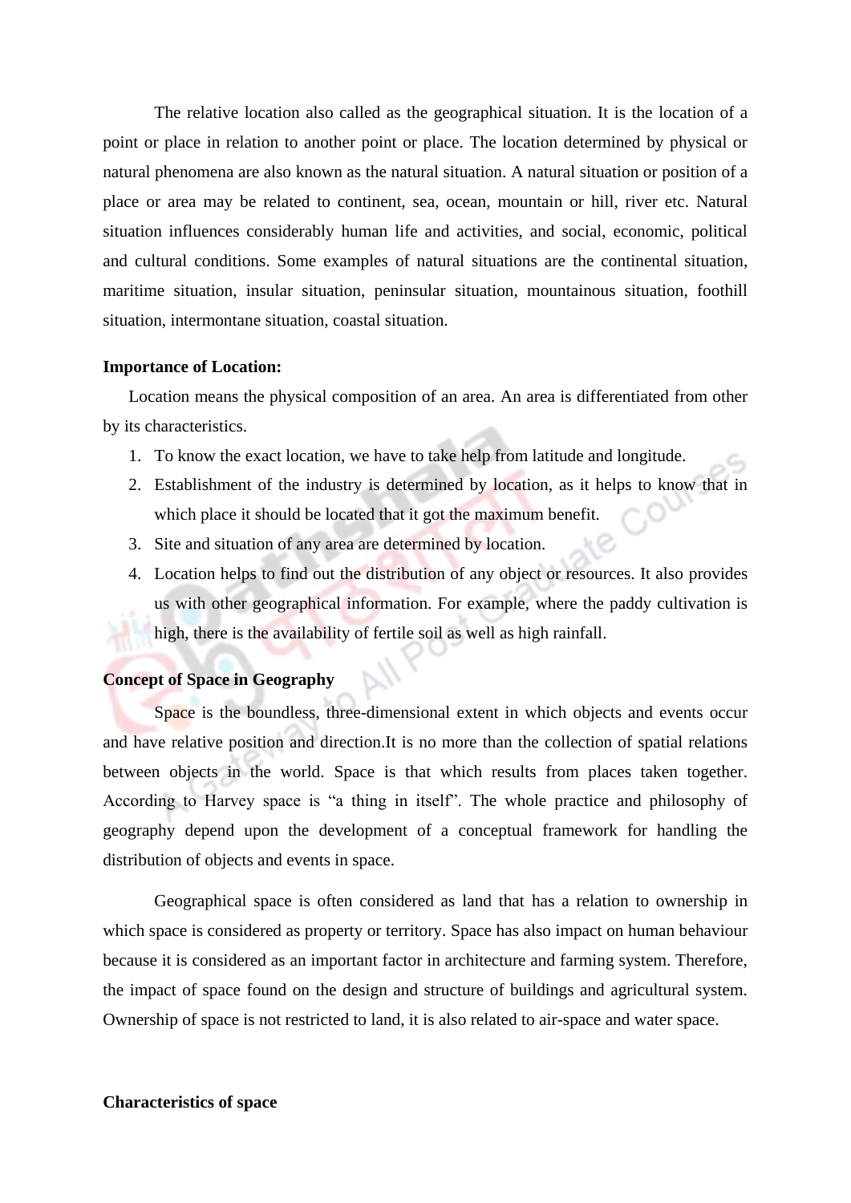The relative location also called as the geographical situation. It is the location of a point or place in relation to another point or place. The location determined by physical or natural phenomena are also known as the natural situation. A natural situation or position of a place or area may be related to continent, sea, ocean, mountain or hill, river etc. Natural situation influences considerably human life and activities, and social, economic, political and cultural conditions. Some examples of natural situations are the continental situation, maritime situation, insular situation, peninsular situation, mountainous situation, foothill situation, intermontane situation, coastal situation.

**Importance of Location:**

Location means the physical composition of an area. An area is differentiated from other by its characteristics.

1. To know the exact location, we have to take help from latitude and longitude.
2. Establishment of the industry is determined by location, as it helps to know that in which place it should be located that it got the maximum benefit.
3. Site and situation of any area are determined by location.
4. Location helps to find out the distribution of any object or resources. It also provides us with other geographical information. For example, where the paddy cultivation is high, there is the availability of fertile soil as well as high rainfall.

**Concept of Space in Geography**

Space is the boundless, three-dimensional extent in which objects and events occur and have relative position and direction.It is no more than the collection of spatial relations between objects in the world. Space is that which results from places taken together. According to Harvey space is "a thing in itself". The whole practice and philosophy of geography depend upon the development of a conceptual framework for handling the distribution of objects and events in space.

Geographical space is often considered as land that has a relation to ownership in which space is considered as property or territory. Space has also impact on human behaviour because it is considered as an important factor in architecture and farming system. Therefore, the impact of space found on the design and structure of buildings and agricultural system. Ownership of space is not restricted to land, it is also related to air-space and water space.

**Characteristics of space**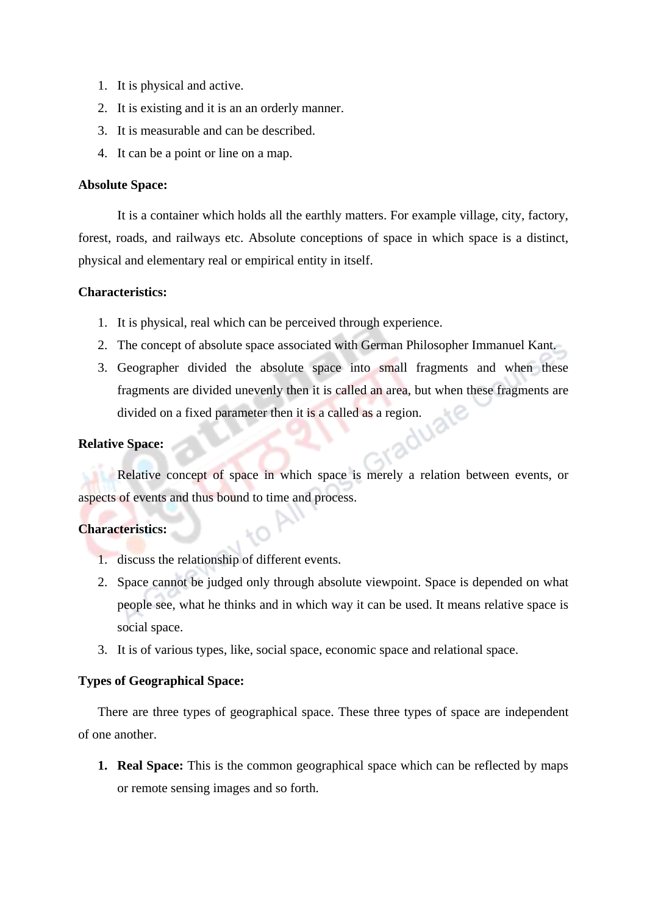1. It is physical and active.
2. It is existing and it is an an orderly manner.
3. It is measurable and can be described.
4. It can be a point or line on a map.

**Absolute Space:**

It is a container which holds all the earthly matters. For example village, city, factory, forest, roads, and railways etc. Absolute conceptions of space in which space is a distinct, physical and elementary real or empirical entity in itself.

**Characteristics:**

1. It is physical, real which can be perceived through experience.
2. The concept of absolute space associated with German Philosopher Immanuel Kant.
3. Geographer divided the absolute space into small fragments and when these fragments are divided unevenly then it is called an area, but when these fragments are divided on a fixed parameter then it is a called as a region.

**Relative Space:**

Relative concept of space in which space is merely a relation between events, or aspects of events and thus bound to time and process.

**Characteristics:**

1. discuss the relationship of different events.
2. Space cannot be judged only through absolute viewpoint. Space is depended on what people see, what he thinks and in which way it can be used. It means relative space is social space.
3. It is of various types, like, social space, economic space and relational space.

**Types of Geographical Space:**

There are three types of geographical space. These three types of space are independent of one another.

1. **Real Space:** This is the common geographical space which can be reflected by maps or remote sensing images and so forth.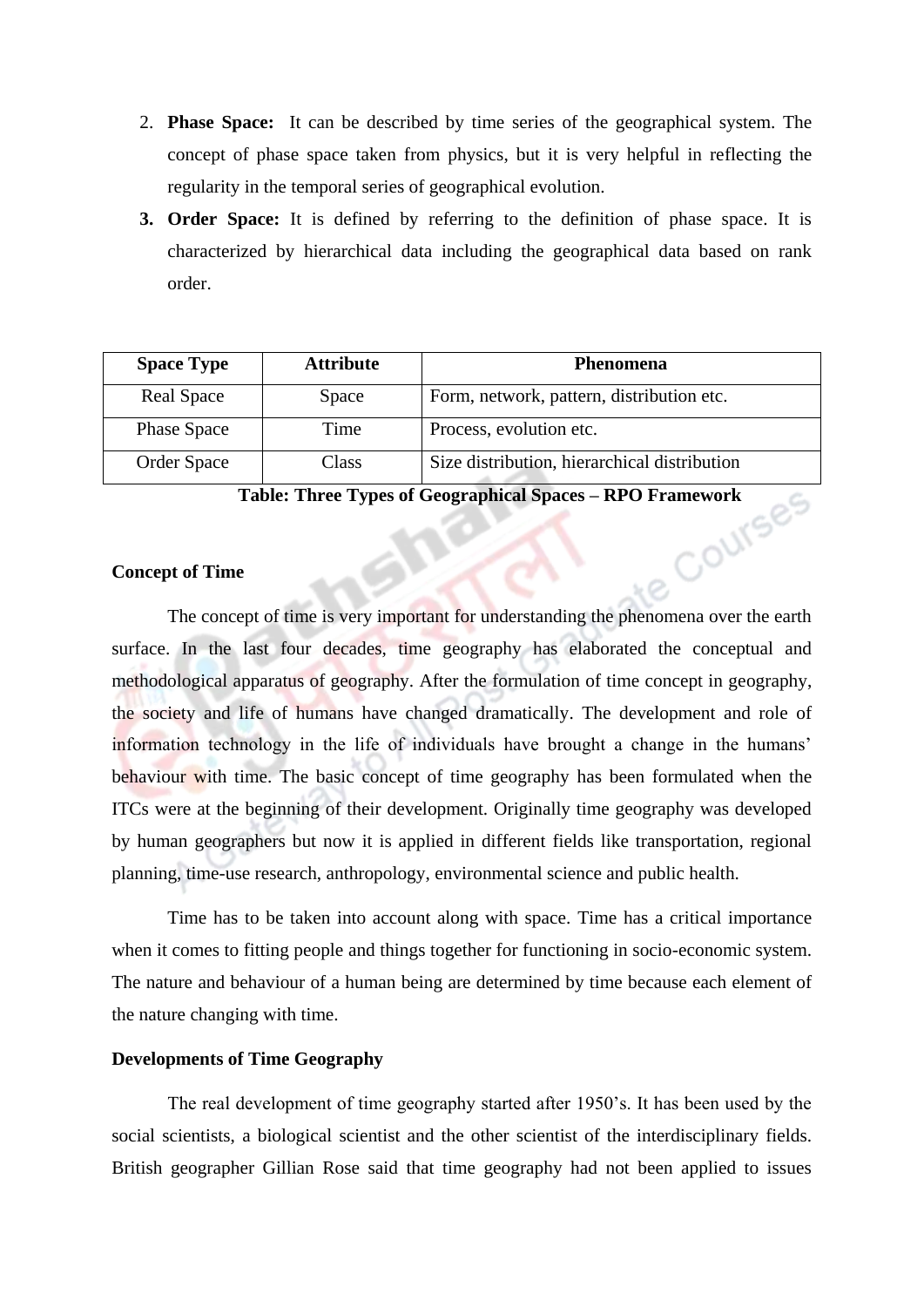2. **Phase Space:** It can be described by time series of the geographical system. The concept of phase space taken from physics, but it is very helpful in reflecting the regularity in the temporal series of geographical evolution.
3. **Order Space:** It is defined by referring to the definition of phase space. It is characterized by hierarchical data including the geographical data based on rank order.

| Space Type | Attribute | Phenomena |
|---|---|---|
| Real Space | Space | Form, network, pattern, distribution etc. |
| Phase Space | Time | Process, evolution etc. |
| Order Space | Class | Size distribution, hierarchical distribution |

**Table: Three Types of Geographical Spaces – RPO Framework**

**Concept of Time**

The concept of time is very important for understanding the phenomena over the earth surface. In the last four decades, time geography has elaborated the conceptual and methodological apparatus of geography. After the formulation of time concept in geography, the society and life of humans have changed dramatically. The development and role of information technology in the life of individuals have brought a change in the humans' behaviour with time. The basic concept of time geography has been formulated when the ITCs were at the beginning of their development. Originally time geography was developed by human geographers but now it is applied in different fields like transportation, regional planning, time-use research, anthropology, environmental science and public health.

Time has to be taken into account along with space. Time has a critical importance when it comes to fitting people and things together for functioning in socio-economic system. The nature and behaviour of a human being are determined by time because each element of the nature changing with time.

**Developments of Time Geography**

The real development of time geography started after 1950's. It has been used by the social scientists, a biological scientist and the other scientist of the interdisciplinary fields. British geographer Gillian Rose said that time geography had not been applied to issues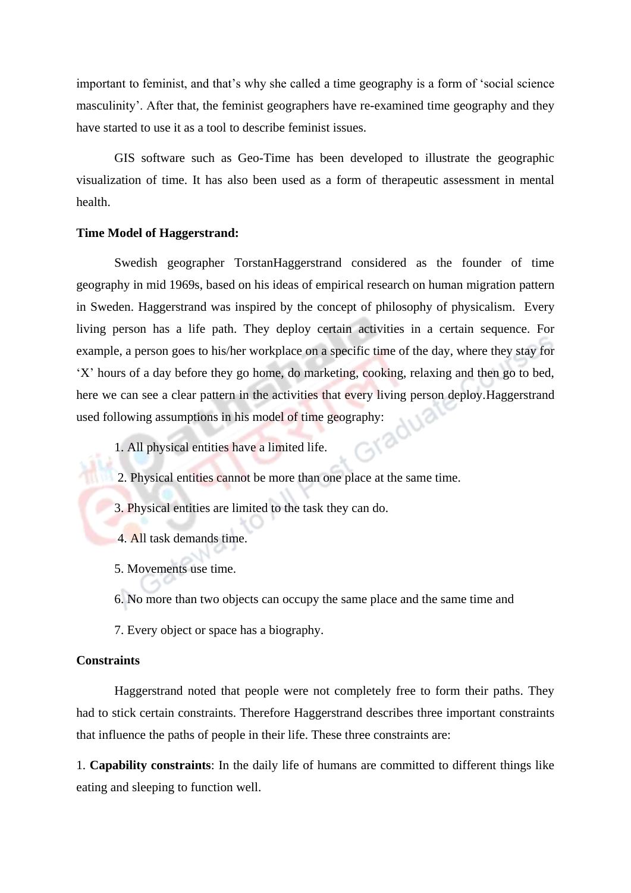important to feminist, and that's why she called a time geography is a form of 'social science masculinity'. After that, the feminist geographers have re-examined time geography and they have started to use it as a tool to describe feminist issues.

GIS software such as Geo-Time has been developed to illustrate the geographic visualization of time. It has also been used as a form of therapeutic assessment in mental health.

**Time Model of Haggerstrand:**

Swedish geographer TorstanHaggerstrand considered as the founder of time geography in mid 1969s, based on his ideas of empirical research on human migration pattern in Sweden. Haggerstrand was inspired by the concept of philosophy of physicalism. Every living person has a life path. They deploy certain activities in a certain sequence. For example, a person goes to his/her workplace on a specific time of the day, where they stay for 'X' hours of a day before they go home, do marketing, cooking, relaxing and then go to bed, here we can see a clear pattern in the activities that every living person deploy.Haggerstrand used following assumptions in his model of time geography:

1. All physical entities have a limited life.
2. Physical entities cannot be more than one place at the same time.
3. Physical entities are limited to the task they can do.
4. All task demands time.
5. Movements use time.
6. No more than two objects can occupy the same place and the same time and
7. Every object or space has a biography.

**Constraints**

Haggerstrand noted that people were not completely free to form their paths. They had to stick certain constraints. Therefore Haggerstrand describes three important constraints that influence the paths of people in their life. These three constraints are:

1. **Capability constraints**: In the daily life of humans are committed to different things like eating and sleeping to function well.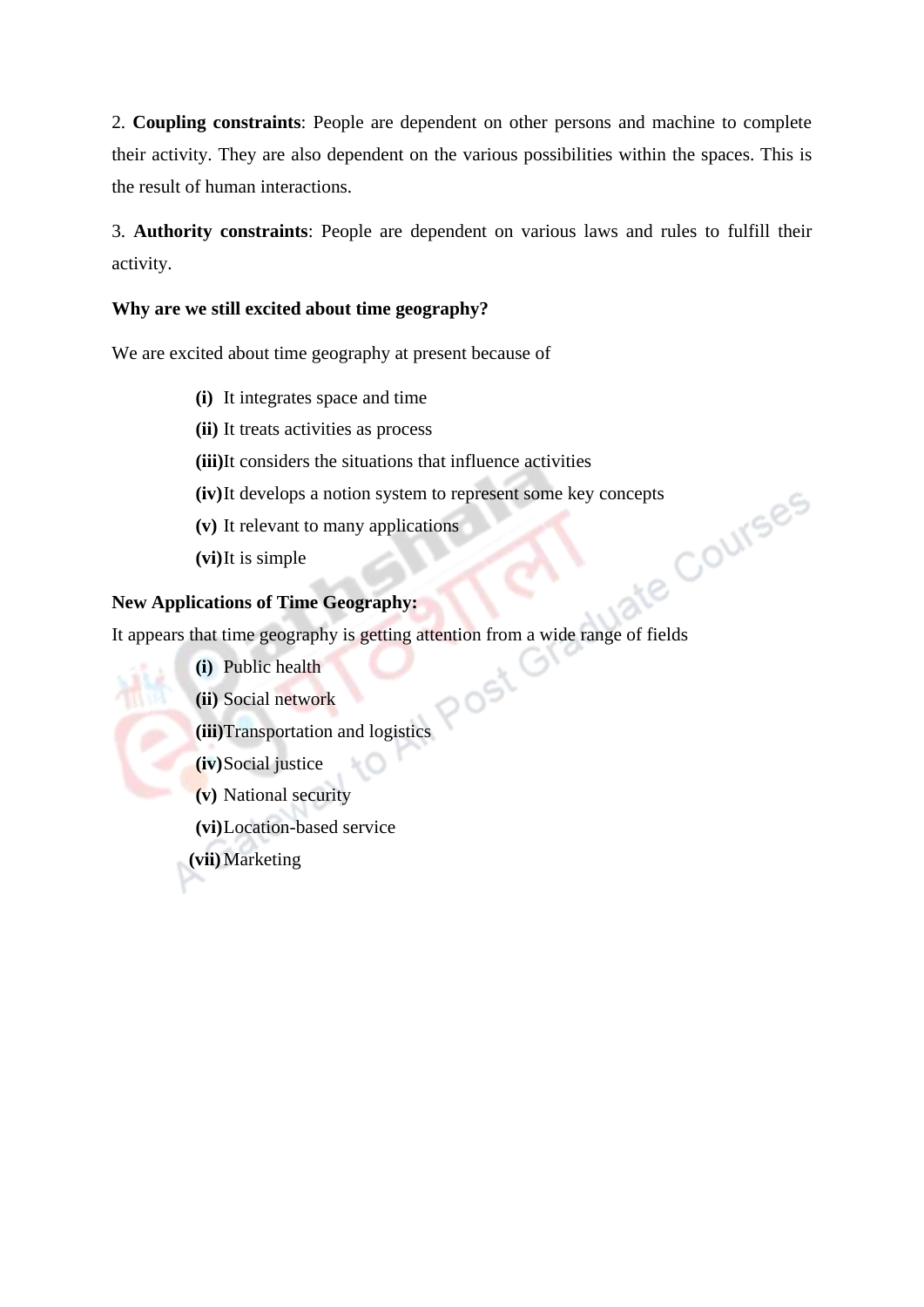2. **Coupling constraints**: People are dependent on other persons and machine to complete their activity. They are also dependent on the various possibilities within the spaces. This is the result of human interactions.

3. **Authority constraints**: People are dependent on various laws and rules to fulfill their activity.

**Why are we still excited about time geography?**

We are excited about time geography at present because of

- **(i)** It integrates space and time
- **(ii)** It treats activities as process
- **(iii)** It considers the situations that influence activities
- **(iv)** It develops a notion system to represent some key concepts
- **(v)** It relevant to many applications
- **(vi)** It is simple

**New Applications of Time Geography:**

It appears that time geography is getting attention from a wide range of fields

- **(i)** Public health
- **(ii)** Social network
- **(iii)** Transportation and logistics
- **(iv)** Social justice
- **(v)** National security
- **(vi)** Location-based service
- **(vii)** Marketing